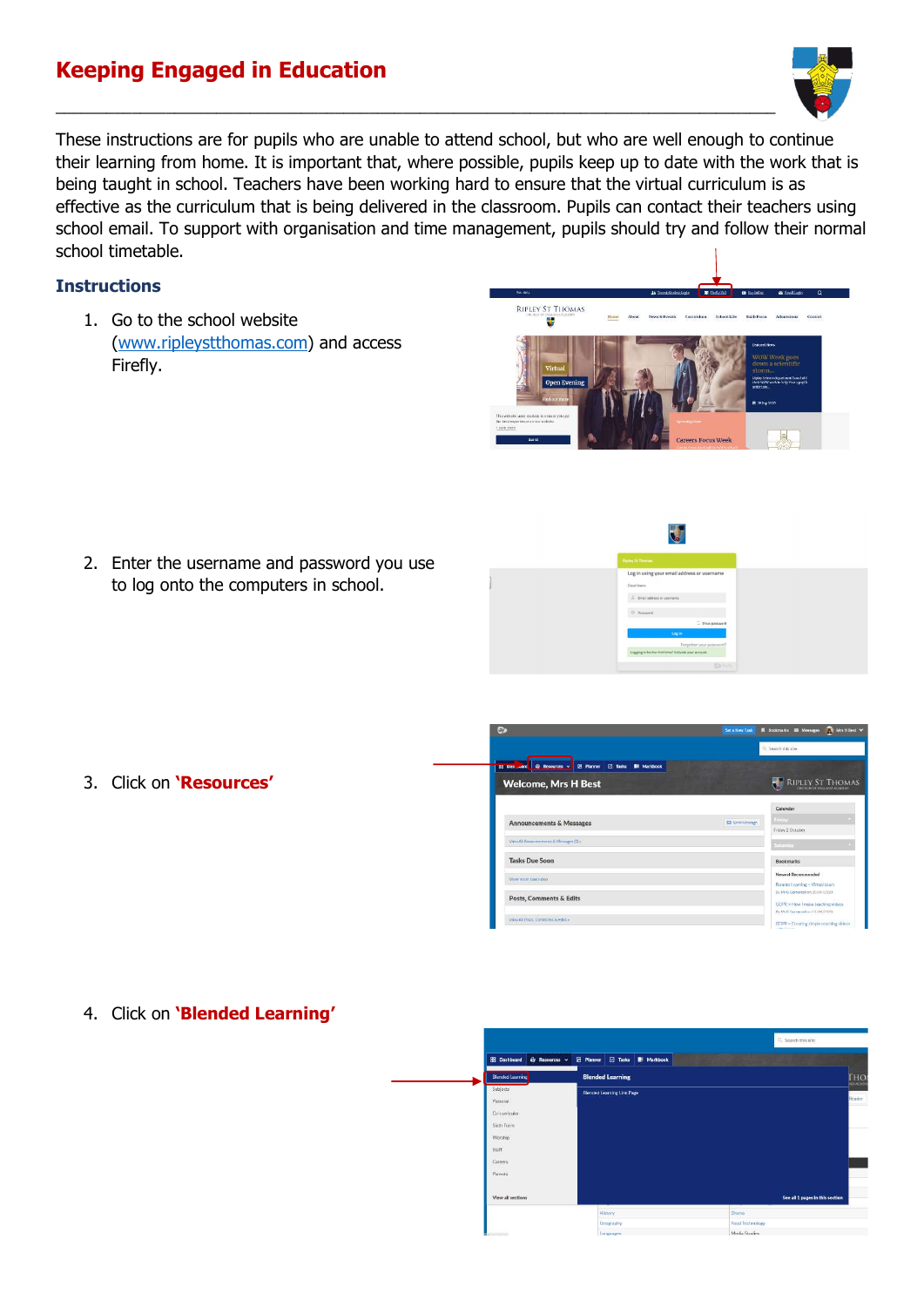# Keeping Engaged in Education

These instructions are for pupils who are unable to attend school, but who are well enough to continue their learning from home. It is important that, where possible, pupils keep up to date with the work that is being taught in school. Teachers have been working hard to ensure that the virtual curriculum is as effective as the curriculum that is being delivered in the classroom. Pupils can contact their teachers using school email. To support with organisation and time management, pupils should try and follow their normal school timetable.

## Instructions

1. Go to the school website ([www.ripleystthomas.com](http://www.ripleystthomas.com)) and access Firefly.

2. Enter the username and password you use to log onto the computers in school.

3. Click on **'Resources'**

4. Click on **'Blended Learning'**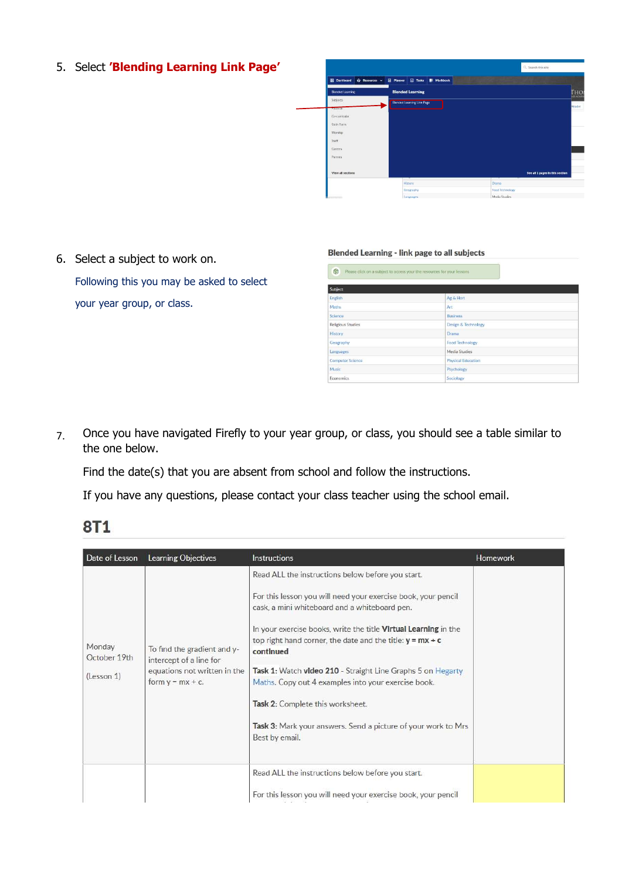5. Select **'Blending Learning Link Page'**

6. Select a subject to work on.

   Following this you may be asked to select your year group, or class.

**Blended Learning - link page to all subjects**

Please click on a subject to access your the resources for your lessons

| Subject | |
|---|---|
| English | Ag & Hort |
| Maths | Art |
| Science | Business |
| Religious Studies | Design & Technology |
| History | Drama |
| Geography | Food Technology |
| Languages | Media Studies |
| Computer Science | Physical Education |
| Music | Psychology |
| Economics | Sociology |

7. Once you have navigated Firefly to your year group, or class, you should see a table similar to the one below.

   Find the date(s) that you are absent from school and follow the instructions.

   If you have any questions, please contact your class teacher using the school email.

## 8T1

| Date of Lesson | Learning Objectives | Instructions | Homework |
|---|---|---|---|
| Monday October 19th (Lesson 1) | To find the gradient and y-intercept of a line for equations not written in the form y = mx + c. | Read ALL the instructions below before you start. For this lesson you will need your exercise book, your pencil cask, a mini whiteboard and a whiteboard pen. In your exercise books, write the title **Virtual Learning** in the top right hand corner, the date and the title: **y = mx + c continued** **Task 1:** Watch **video 210** - Straight Line Graphs 5 on Hegarty Maths. Copy out 4 examples into your exercise book. **Task 2:** Complete this worksheet. **Task 3:** Mark your answers. Send a picture of your work to Mrs Best by email. | |
| | | Read ALL the instructions below before you start. For this lesson you will need your exercise book, your pencil | |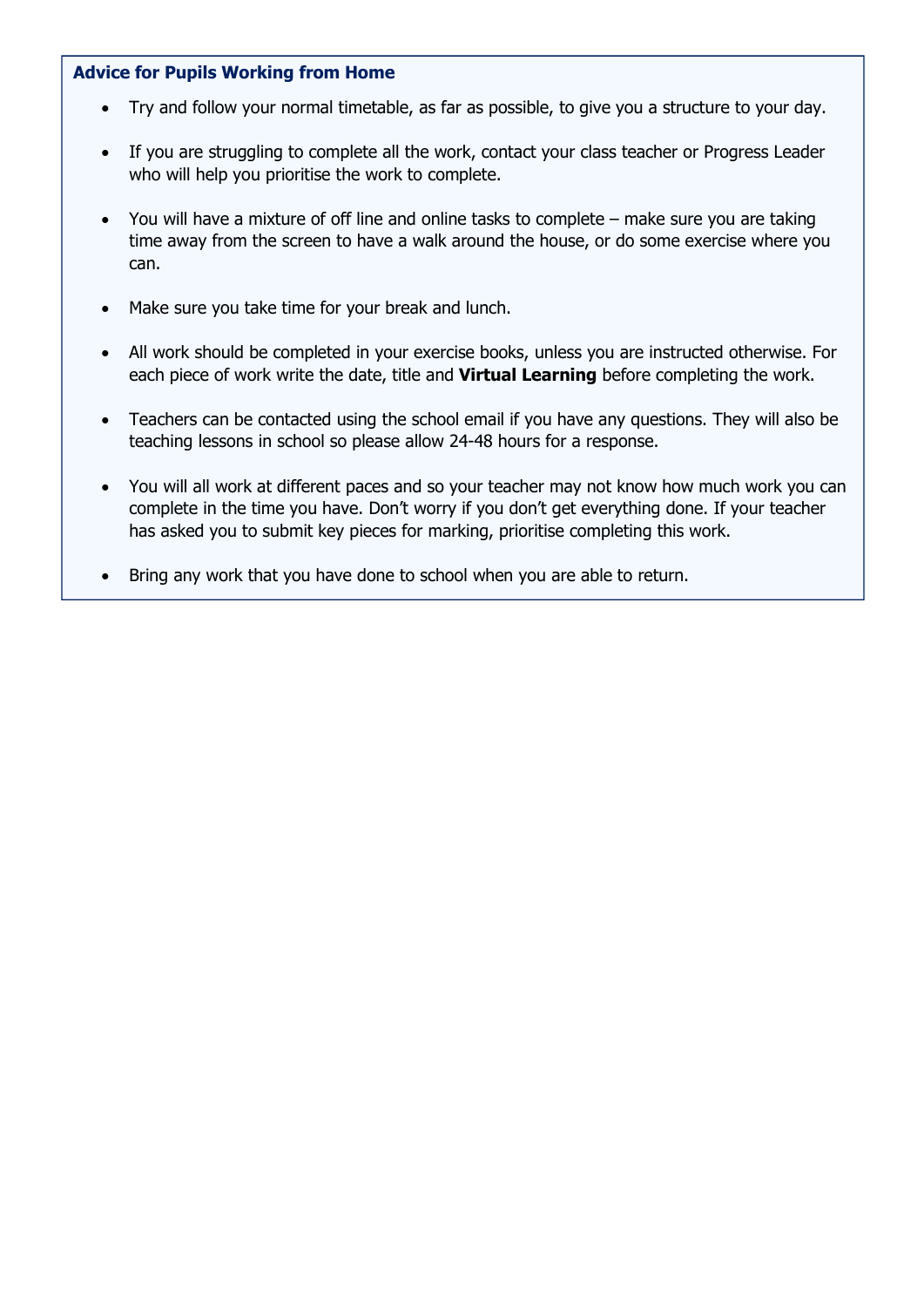**Advice for Pupils Working from Home**

- Try and follow your normal timetable, as far as possible, to give you a structure to your day.
- If you are struggling to complete all the work, contact your class teacher or Progress Leader who will help you prioritise the work to complete.
- You will have a mixture of off line and online tasks to complete – make sure you are taking time away from the screen to have a walk around the house, or do some exercise where you can.
- Make sure you take time for your break and lunch.
- All work should be completed in your exercise books, unless you are instructed otherwise. For each piece of work write the date, title and **Virtual Learning** before completing the work.
- Teachers can be contacted using the school email if you have any questions. They will also be teaching lessons in school so please allow 24-48 hours for a response.
- You will all work at different paces and so your teacher may not know how much work you can complete in the time you have. Don't worry if you don't get everything done. If your teacher has asked you to submit key pieces for marking, prioritise completing this work.
- Bring any work that you have done to school when you are able to return.